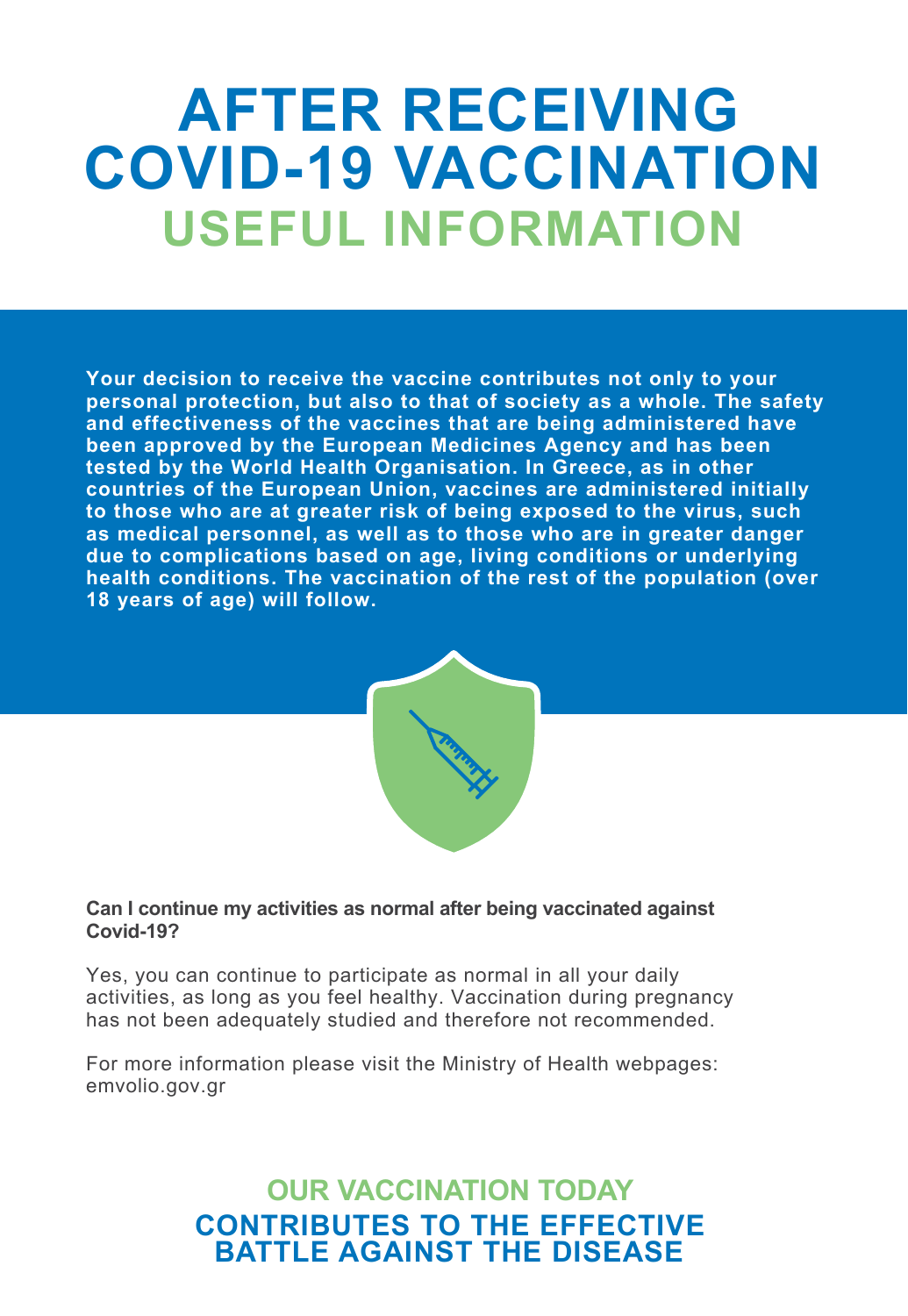# AFTER RECEIVING COVID-19 VACCINATION

## USEFUL INFORMATION

**Your decision to receive the vaccine contributes not only to your personal protection, but also to that of society as a whole. The safety and effectiveness of the vaccines that are being administered have been approved by the European Medicines Agency and has been tested by the World Health Organisation. In Greece, as in other countries of the European Union, vaccines are administered initially to those who are at greater risk of being exposed to the virus, such as medical personnel, as well as to those who are in greater danger due to complications based on age, living conditions or underlying health conditions. The vaccination of the rest of the population (over 18 years of age) will follow.**

**Can I continue my activities as normal after being vaccinated against Covid-19?**

Yes, you can continue to participate as normal in all your daily activities, as long as you feel healthy. Vaccination during pregnancy has not been adequately studied and therefore not recommended.

For more information please visit the Ministry of Health webpages: emvolio.gov.gr

**OUR VACCINATION TODAY**
**CONTRIBUTES TO THE EFFECTIVE BATTLE AGAINST THE DISEASE**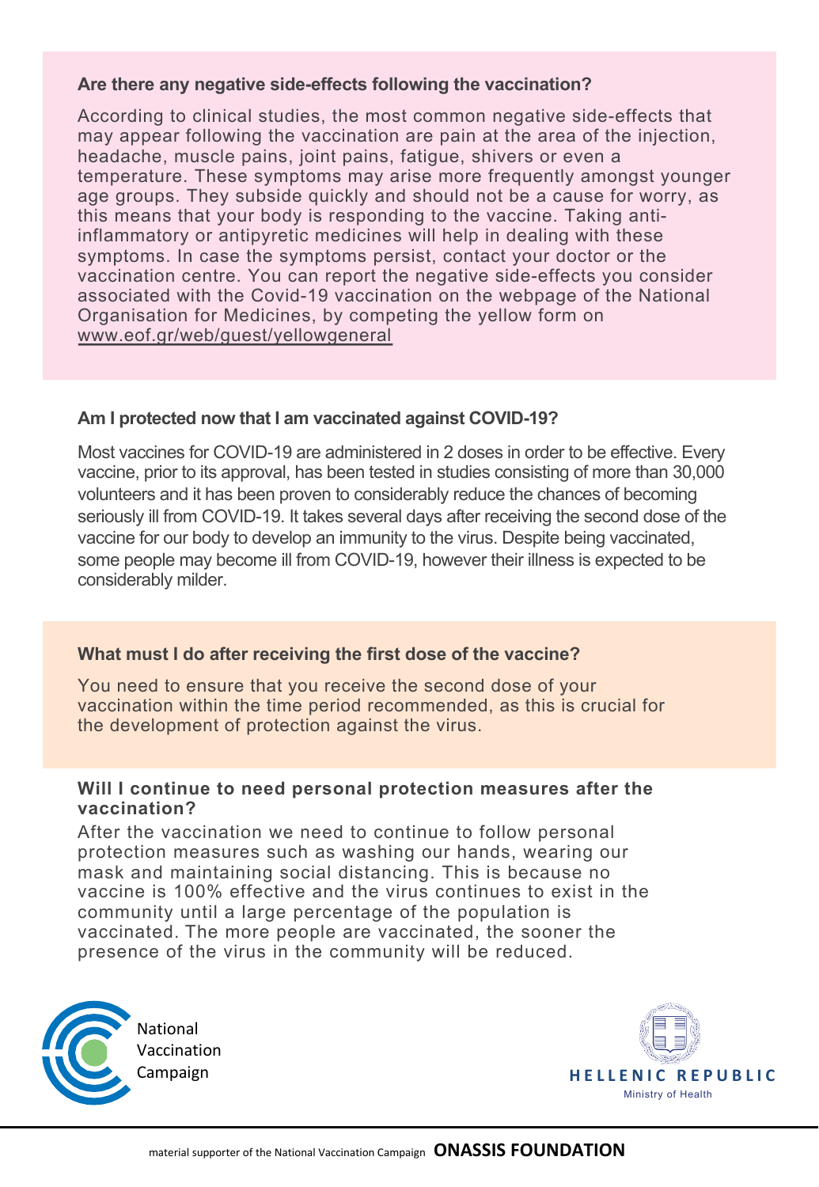### Are there any negative side-effects following the vaccination?

According to clinical studies, the most common negative side-effects that may appear following the vaccination are pain at the area of the injection, headache, muscle pains, joint pains, fatigue, shivers or even a temperature. These symptoms may arise more frequently amongst younger age groups. They subside quickly and should not be a cause for worry, as this means that your body is responding to the vaccine. Taking anti-inflammatory or antipyretic medicines will help in dealing with these symptoms. In case the symptoms persist, contact your doctor or the vaccination centre. You can report the negative side-effects you consider associated with the Covid-19 vaccination on the webpage of the National Organisation for Medicines, by competing the yellow form on www.eof.gr/web/guest/yellowgeneral

### Am I protected now that I am vaccinated against COVID-19?

Most vaccines for COVID-19 are administered in 2 doses in order to be effective. Every vaccine, prior to its approval, has been tested in studies consisting of more than 30,000 volunteers and it has been proven to considerably reduce the chances of becoming seriously ill from COVID-19. It takes several days after receiving the second dose of the vaccine for our body to develop an immunity to the virus. Despite being vaccinated, some people may become ill from COVID-19, however their illness is expected to be considerably milder.

### What must I do after receiving the first dose of the vaccine?

You need to ensure that you receive the second dose of your vaccination within the time period recommended, as this is crucial for the development of protection against the virus.

### Will I continue to need personal protection measures after the vaccination?

After the vaccination we need to continue to follow personal protection measures such as washing our hands, wearing our mask and maintaining social distancing. This is because no vaccine is 100% effective and the virus continues to exist in the community until a large percentage of the population is vaccinated. The more people are vaccinated, the sooner the presence of the virus in the community will be reduced.

National Vaccination Campaign

HELLENIC REPUBLIC
Ministry of Health

material supporter of the National Vaccination Campaign **ONASSIS FOUNDATION**